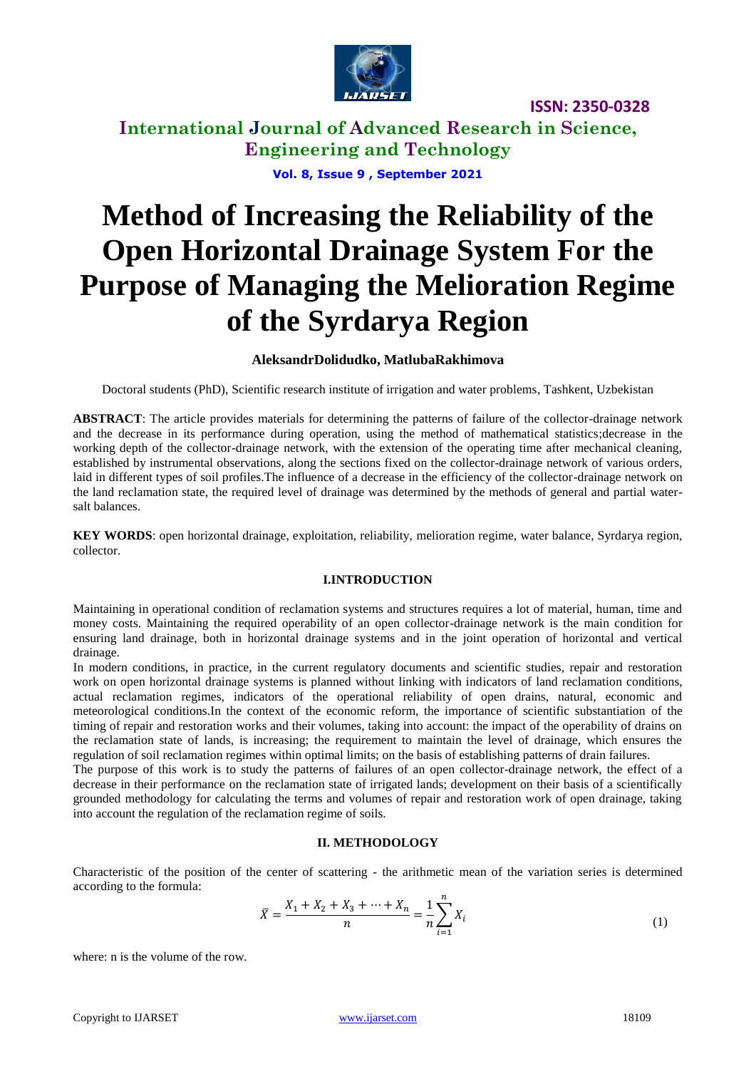# Method of Increasing the Reliability of the Open Horizontal Drainage System For the Purpose of Managing the Melioration Regime of the Syrdarya Region

**AleksandrDolidudko, MatlubaRakhimova**

Doctoral students (PhD), Scientific research institute of irrigation and water problems, Tashkent, Uzbekistan

**ABSTRACT**: The article provides materials for determining the patterns of failure of the collector-drainage network and the decrease in its performance during operation, using the method of mathematical statistics;decrease in the working depth of the collector-drainage network, with the extension of the operating time after mechanical cleaning, established by instrumental observations, along the sections fixed on the collector-drainage network of various orders, laid in different types of soil profiles.The influence of a decrease in the efficiency of the collector-drainage network on the land reclamation state, the required level of drainage was determined by the methods of general and partial water-salt balances.

**KEY WORDS**: open horizontal drainage, exploitation, reliability, melioration regime, water balance, Syrdarya region, collector.

## I.INTRODUCTION

Maintaining in operational condition of reclamation systems and structures requires a lot of material, human, time and money costs. Maintaining the required operability of an open collector-drainage network is the main condition for ensuring land drainage, both in horizontal drainage systems and in the joint operation of horizontal and vertical drainage.

In modern conditions, in practice, in the current regulatory documents and scientific studies, repair and restoration work on open horizontal drainage systems is planned without linking with indicators of land reclamation conditions, actual reclamation regimes, indicators of the operational reliability of open drains, natural, economic and meteorological conditions.In the context of the economic reform, the importance of scientific substantiation of the timing of repair and restoration works and their volumes, taking into account: the impact of the operability of drains on the reclamation state of lands, is increasing; the requirement to maintain the level of drainage, which ensures the regulation of soil reclamation regimes within optimal limits; on the basis of establishing patterns of drain failures.

The purpose of this work is to study the patterns of failures of an open collector-drainage network, the effect of a decrease in their performance on the reclamation state of irrigated lands; development on their basis of a scientifically grounded methodology for calculating the terms and volumes of repair and restoration work of open drainage, taking into account the regulation of the reclamation regime of soils.

## II. METHODOLOGY

Characteristic of the position of the center of scattering - the arithmetic mean of the variation series is determined according to the formula:

$$\bar{X} = \frac{X_1 + X_2 + X_3 + \cdots + X_n}{n} = \frac{1}{n}\sum_{i=1}^{n} X_i \tag{1}$$

where: n is the volume of the row.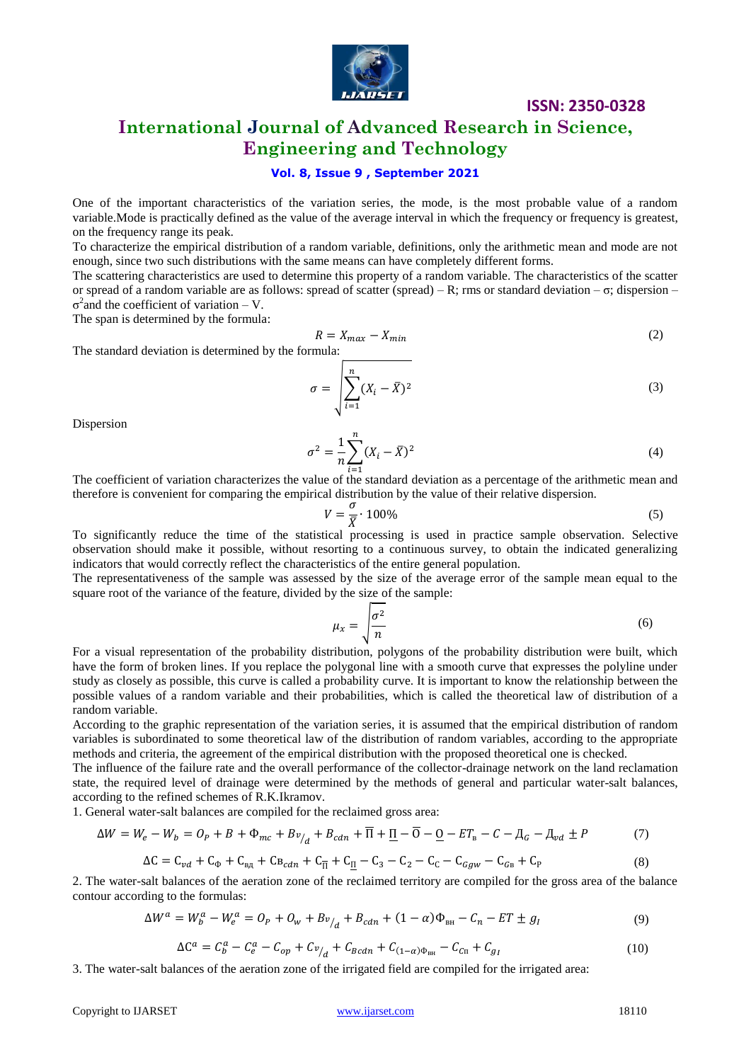One of the important characteristics of the variation series, the mode, is the most probable value of a random variable.Mode is practically defined as the value of the average interval in which the frequency or frequency is greatest, on the frequency range its peak.

To characterize the empirical distribution of a random variable, definitions, only the arithmetic mean and mode are not enough, since two such distributions with the same means can have completely different forms.

The scattering characteristics are used to determine this property of a random variable. The characteristics of the scatter or spread of a random variable are as follows: spread of scatter (spread) – R; rms or standard deviation – σ; dispersion – $\sigma^2$and the coefficient of variation – V.

The span is determined by the formula:

$$R = X_{max} - X_{min} \tag{2}$$

The standard deviation is determined by the formula:

$$\sigma = \sqrt{\sum_{i=1}^{n}(X_i - \bar{X})^2} \tag{3}$$

Dispersion

$$\sigma^2 = \frac{1}{n}\sum_{i=1}^{n}(X_i - \bar{X})^2 \tag{4}$$

The coefficient of variation characterizes the value of the standard deviation as a percentage of the arithmetic mean and therefore is convenient for comparing the empirical distribution by the value of their relative dispersion.

$$V = \frac{\sigma}{\bar{X}} \cdot 100\% \tag{5}$$

To significantly reduce the time of the statistical processing is used in practice sample observation. Selective observation should make it possible, without resorting to a continuous survey, to obtain the indicated generalizing indicators that would correctly reflect the characteristics of the entire general population.

The representativeness of the sample was assessed by the size of the average error of the sample mean equal to the square root of the variance of the feature, divided by the size of the sample:

$$\mu_x = \sqrt{\frac{\sigma^2}{n}} \tag{6}$$

For a visual representation of the probability distribution, polygons of the probability distribution were built, which have the form of broken lines. If you replace the polygonal line with a smooth curve that expresses the polyline under study as closely as possible, this curve is called a probability curve. It is important to know the relationship between the possible values of a random variable and their probabilities, which is called the theoretical law of distribution of a random variable.

According to the graphic representation of the variation series, it is assumed that the empirical distribution of random variables is subordinated to some theoretical law of the distribution of random variables, according to the appropriate methods and criteria, the agreement of the empirical distribution with the proposed theoretical one is checked.

The influence of the failure rate and the overall performance of the collector-drainage network on the land reclamation state, the required level of drainage were determined by the methods of general and particular water-salt balances, according to the refined schemes of R.K.Ikramov.

1. General water-salt balances are compiled for the reclaimed gross area:

$$\Delta W = W_e - W_b = O_P + B + \Phi_{mc} + Bv_{/d} + B_{cdn} + \overline{\Pi} + \underline{\Pi} - \overline{O} - \underline{O} - ET_{\text{в}} - C - Д_G - Д_{vd} \pm P \tag{7}$$

$$\Delta C = C_{vd} + C_{\Phi} + C_{\text{вд}} + C\text{в}_{cdn} + C_{\overline{\Pi}} + C_{\underline{\Pi}} - C_3 - C_2 - C_C - C_{Ggw} - C_{G\text{в}} + C_{\text{P}} \tag{8}$$

2. The water-salt balances of the aeration zone of the reclaimed territory are compiled for the gross area of the balance contour according to the formulas:

$$\Delta W^a = W_b^a - W_e^a = O_P + O_w + Bv_{/d} + B_{cdn} + (1-\alpha)\Phi_{\text{вн}} - C_n - ET \pm g_I \tag{9}$$

$$\Delta C^a = C_b^a - C_e^a - C_{op} + Cv_{/d} + C_{Bcdn} + C_{(1-\alpha)\Phi_{\text{вн}}} - C_{C\text{п}} + C_{g_I} \tag{10}$$

3. The water-salt balances of the aeration zone of the irrigated field are compiled for the irrigated area: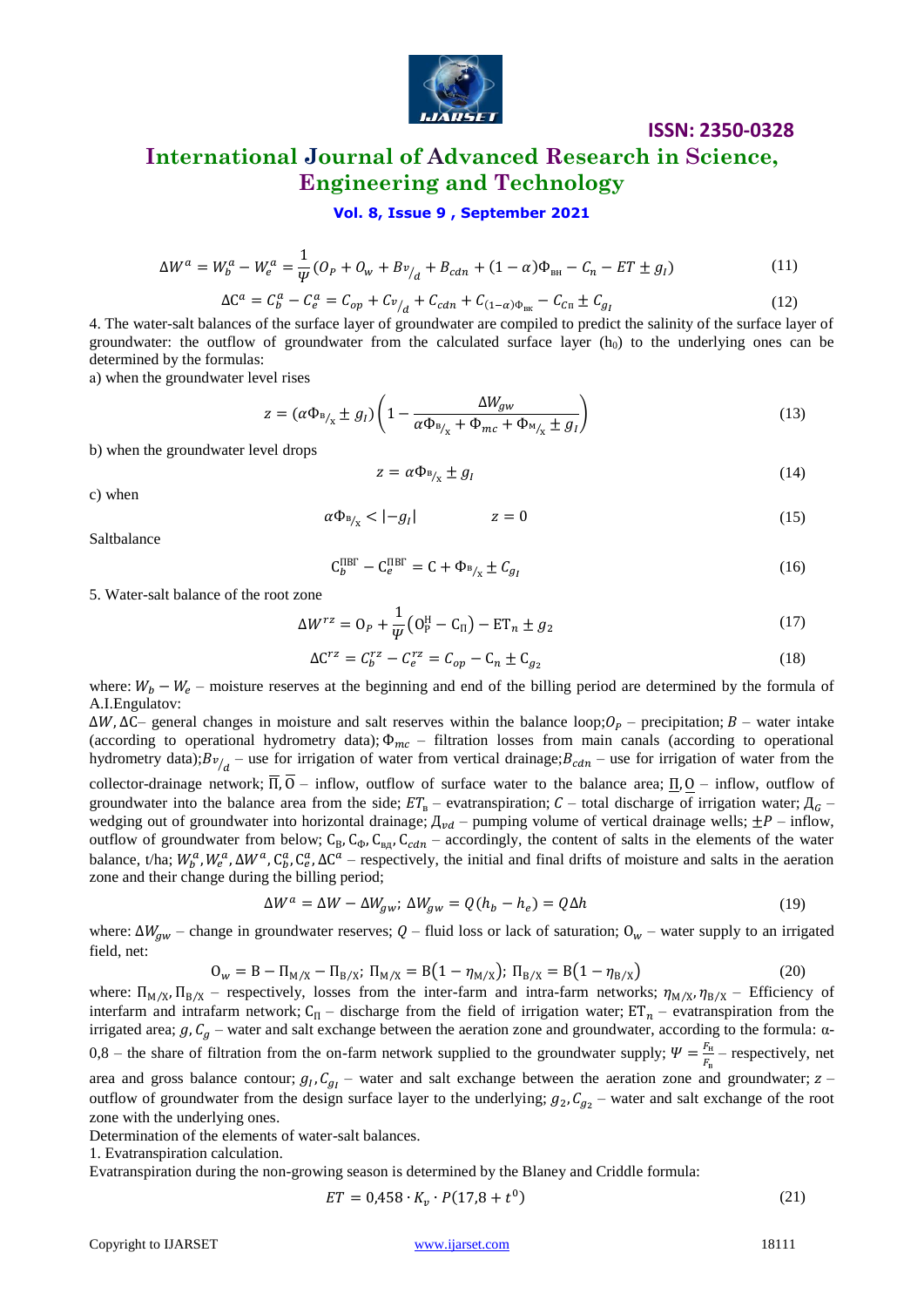$$\Delta W^a = W_b^a - W_e^a = \frac{1}{\Psi}\left(O_P + O_w + B v_{/_d} + B_{cdn} + (1-\alpha)\Phi_{\text{вн}} - C_n - ET \pm g_I\right) \tag{11}$$

$$\Delta C^a = C_b^a - C_e^a = C_{op} + C v_{/_d} + C_{cdn} + C_{(1-\alpha)\Phi_{\text{вк}}} - C_{C\text{п}} \pm C_{g_I} \tag{12}$$

4. The water-salt balances of the surface layer of groundwater are compiled to predict the salinity of the surface layer of groundwater: the outflow of groundwater from the calculated surface layer ($h_0$) to the underlying ones can be determined by the formulas:

a) when the groundwater level rises

$$z = (\alpha\Phi_{\text{в}/_\text{х}} \pm g_I)\left(1 - \frac{\Delta W_{gw}}{\alpha\Phi_{\text{в}/_\text{х}} + \Phi_{mc} + \Phi_{\text{м}/_\text{х}} \pm g_I}\right) \tag{13}$$

b) when the groundwater level drops

$$z = \alpha\Phi_{\text{в}/_\text{х}} \pm g_I \tag{14}$$

c) when

$$\alpha\Phi_{\text{в}/_\text{х}} < |-g_I| \qquad\qquad z = 0 \tag{15}$$

Saltbalance

$$C_b^{\text{ПВГ}} - C_e^{\text{ПВГ}} = C + \Phi_{\text{в}/_\text{х}} \pm C_{g_I} \tag{16}$$

5. Water-salt balance of the root zone

$$\Delta W^{rz} = O_P + \frac{1}{\Psi}\left(O_P^{\text{H}} - C_{\Pi}\right) - ET_n \pm g_2 \tag{17}$$

$$\Delta C^{rz} = C_b^{rz} - C_e^{rz} = C_{op} - C_n \pm C_{g_2} \tag{18}$$

where: $W_b - W_e$ – moisture reserves at the beginning and end of the billing period are determined by the formula of A.I.Engulatov:

$\Delta W, \Delta C$– general changes in moisture and salt reserves within the balance loop;$O_P$ – precipitation; $B$ – water intake (according to operational hydrometry data); $\Phi_{mc}$ – filtration losses from main canals (according to operational hydrometry data);$Bv_{/_d}$ – use for irrigation of water from vertical drainage;$B_{cdn}$ – use for irrigation of water from the collector-drainage network; $\overline{\Pi}, \overline{O}$ – inflow, outflow of surface water to the balance area; $\underline{\Pi}, \underline{O}$ – inflow, outflow of groundwater into the balance area from the side; $ET_{\text{в}}$ – evatranspiration; $C$ – total discharge of irrigation water; $Д_G$ – wedging out of groundwater into horizontal drainage; $Д_{vd}$ – pumping volume of vertical drainage wells; $\pm P$ – inflow, outflow of groundwater from below; $C_{\text{В}}, C_{\Phi}, C_{\text{вд}}, C_{cdn}$ – accordingly, the content of salts in the elements of the water balance, t/ha; $W_b^a, W_e^a, \Delta W^a, C_b^a, C_e^a, \Delta C^a$ – respectively, the initial and final drifts of moisture and salts in the aeration zone and their change during the billing period;

$$\Delta W^a = \Delta W - \Delta W_{gw};\ \Delta W_{gw} = Q(h_b - h_e) = Q\Delta h \tag{19}$$

where: $\Delta W_{gw}$ – change in groundwater reserves; $Q$ – fluid loss or lack of saturation; $O_w$ – water supply to an irrigated field, net:

$$O_w = B - \Pi_{\text{М/Х}} - \Pi_{\text{В/Х}};\ \Pi_{\text{М/Х}} = B\left(1 - \eta_{\text{М/Х}}\right);\ \Pi_{\text{В/Х}} = B\left(1 - \eta_{\text{В/Х}}\right) \tag{20}$$

where: $\Pi_{\text{М/Х}}, \Pi_{\text{В/Х}}$ – respectively, losses from the inter-farm and intra-farm networks; $\eta_{\text{М/Х}}, \eta_{\text{В/Х}}$ – Efficiency of interfarm and intrafarm network; $C_{\Pi}$ – discharge from the field of irrigation water; $ET_n$ – evatranspiration from the irrigated area; $g, C_g$ – water and salt exchange between the aeration zone and groundwater, according to the formula: α-0,8 – the share of filtration from the on-farm network supplied to the groundwater supply; $\Psi = \frac{F_{\text{н}}}{F_{\text{в}}}$ – respectively, net area and gross balance contour; $g_I, C_{g_I}$ – water and salt exchange between the aeration zone and groundwater; $z$ – outflow of groundwater from the design surface layer to the underlying; $g_2, C_{g_2}$ – water and salt exchange of the root zone with the underlying ones.

Determination of the elements of water-salt balances.

1. Evatranspiration calculation.

Evatranspiration during the non-growing season is determined by the Blaney and Criddle formula:

$$ET = 0{,}458 \cdot K_v \cdot P(17{,}8 + t^0) \tag{21}$$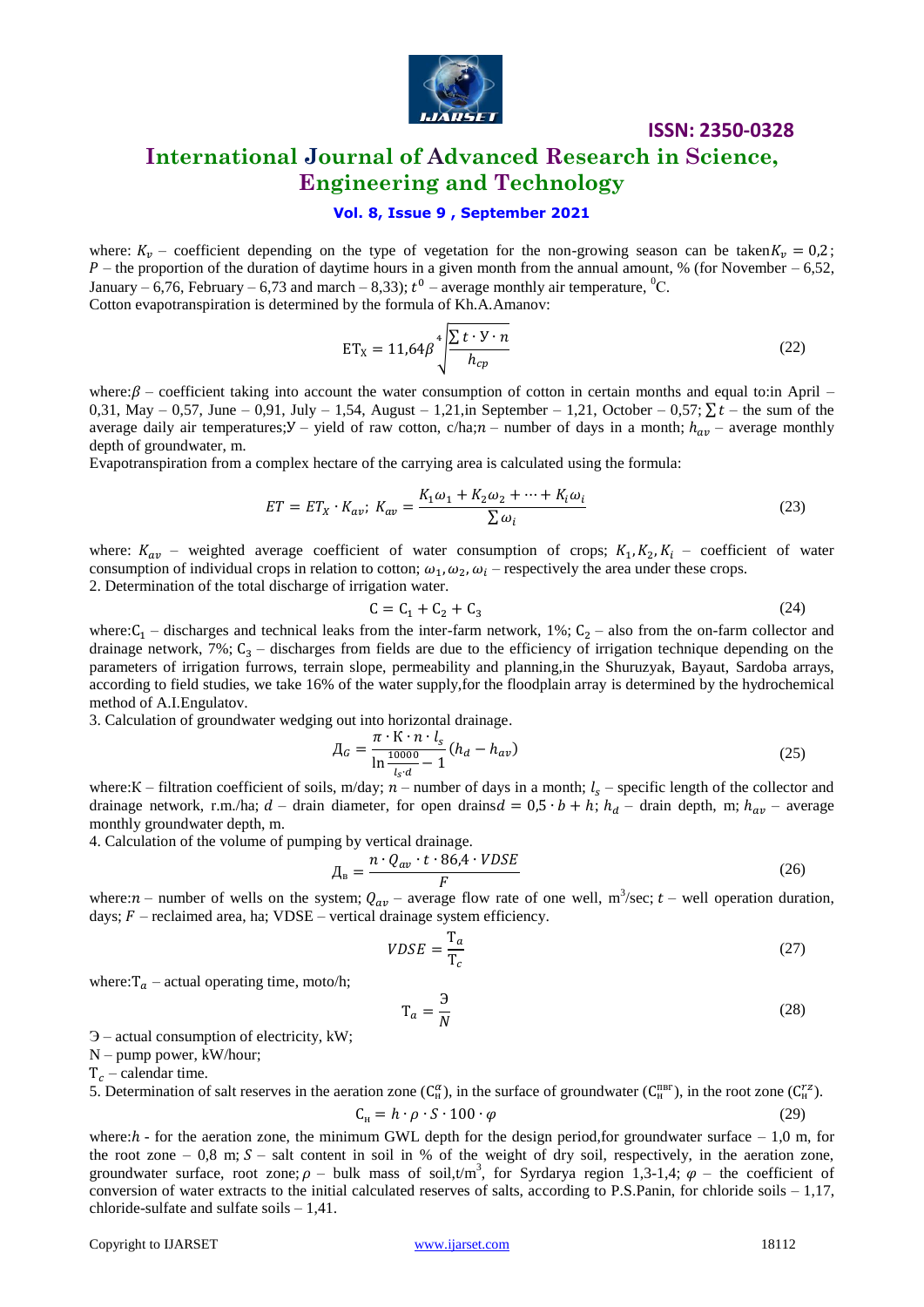where: $K_v$ – coefficient depending on the type of vegetation for the non-growing season can be taken $K_v = 0,2$; $P$ – the proportion of the duration of daytime hours in a given month from the annual amount, % (for November – 6,52, January – 6,76, February – 6,73 and march – 8,33); $t^0$ – average monthly air temperature, $^0$C.

Cotton evapotranspiration is determined by the formula of Kh.A.Amanov:

$$\text{ET}_\text{X} = 11{,}64\beta \sqrt[4]{\frac{\sum t \cdot У \cdot n}{h_{cp}}} \tag{22}$$

where: $\beta$ – coefficient taking into account the water consumption of cotton in certain months and equal to: in April – 0,31, May – 0,57, June – 0,91, July – 1,54, August – 1,21, in September – 1,21, October – 0,57; $\sum t$ – the sum of the average daily air temperatures; $У$ – yield of raw cotton, c/ha; $n$ – number of days in a month; $h_{av}$ – average monthly depth of groundwater, m.

Evapotranspiration from a complex hectare of the carrying area is calculated using the formula:

$$ET = ET_X \cdot K_{av};\ K_{av} = \frac{K_1\omega_1 + K_2\omega_2 + \cdots + K_i\omega_i}{\sum \omega_i} \tag{23}$$

where: $K_{av}$ – weighted average coefficient of water consumption of crops; $K_1, K_2, K_i$ – coefficient of water consumption of individual crops in relation to cotton; $\omega_1, \omega_2, \omega_i$ – respectively the area under these crops.

2. Determination of the total discharge of irrigation water.

$$\text{C} = \text{C}_1 + \text{C}_2 + \text{C}_3 \tag{24}$$

where: $\text{C}_1$ – discharges and technical leaks from the inter-farm network, 1%; $\text{C}_2$ – also from the on-farm collector and drainage network, 7%; $\text{C}_3$ – discharges from fields are due to the efficiency of irrigation technique depending on the parameters of irrigation furrows, terrain slope, permeability and planning, in the Shuruzyak, Bayaut, Sardoba arrays, according to field studies, we take 16% of the water supply, for the floodplain array is determined by the hydrochemical method of A.I.Engulatov.

3. Calculation of groundwater wedging out into horizontal drainage.

$$Д_G = \frac{\pi \cdot \text{K} \cdot n \cdot l_s}{\ln \frac{10000}{l_s \cdot d} - 1}(h_d - h_{av}) \tag{25}$$

where: K – filtration coefficient of soils, m/day; $n$ – number of days in a month; $l_s$ – specific length of the collector and drainage network, r.m./ha; $d$ – drain diameter, for open drains $d = 0{,}5 \cdot b + h$; $h_d$ – drain depth, m; $h_{av}$ – average monthly groundwater depth, m.

4. Calculation of the volume of pumping by vertical drainage.

$$Д_в = \frac{n \cdot Q_{av} \cdot t \cdot 86{,}4 \cdot VDSE}{F} \tag{26}$$

where: $n$ – number of wells on the system; $Q_{av}$ – average flow rate of one well, m$^3$/sec; $t$ – well operation duration, days; $F$ – reclaimed area, ha; VDSE – vertical drainage system efficiency.

$$VDSE = \frac{\text{T}_a}{\text{T}_c} \tag{27}$$

where: $\text{T}_a$ – actual operating time, moto/h;

$$\text{T}_a = \frac{Э}{N} \tag{28}$$

Э – actual consumption of electricity, kW;

N – pump power, kW/hour;

$\text{T}_c$ – calendar time.

5. Determination of salt reserves in the aeration zone ($\text{C}_\text{н}^{\alpha}$), in the surface of groundwater ($\text{C}_\text{н}^{\text{пвг}}$), in the root zone ($\text{C}_\text{н}^{\text{rz}}$).

$$\text{C}_\text{н} = h \cdot \rho \cdot S \cdot 100 \cdot \varphi \tag{29}$$

where: $h$ - for the aeration zone, the minimum GWL depth for the design period, for groundwater surface – 1,0 m, for the root zone – 0,8 m; $S$ – salt content in soil in % of the weight of dry soil, respectively, in the aeration zone, groundwater surface, root zone; $\rho$ – bulk mass of soil, t/m$^3$, for Syrdarya region 1,3-1,4; $\varphi$ – the coefficient of conversion of water extracts to the initial calculated reserves of salts, according to P.S.Panin, for chloride soils – 1,17, chloride-sulfate and sulfate soils – 1,41.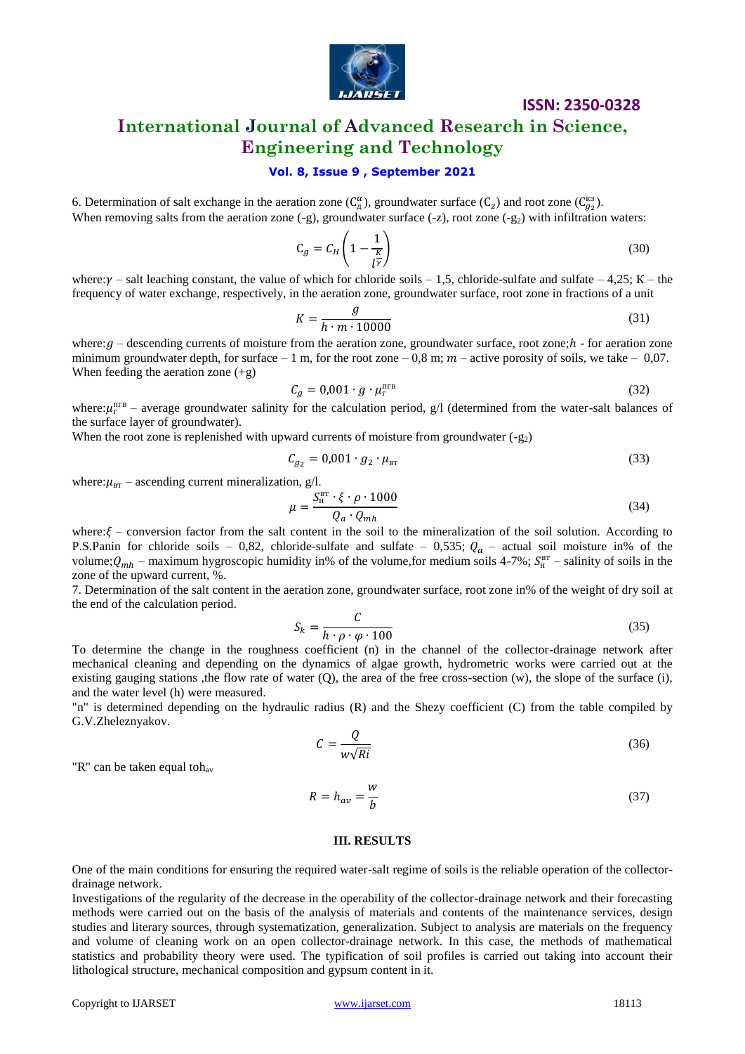6. Determination of salt exchange in the aeration zone ($C_{д}^{\alpha}$), groundwater surface ($C_z$) and root zone ($C_{g_2}^{кз}$).
When removing salts from the aeration zone (-g), groundwater surface (-z), root zone (-$g_2$) with infiltration waters:

$$C_g = C_H\left(1 - \frac{1}{l^{\frac{K}{\gamma}}}\right) \tag{30}$$

where: $\gamma$ – salt leaching constant, the value of which for chloride soils – 1,5, chloride-sulfate and sulfate – 4,25; K – the frequency of water exchange, respectively, in the aeration zone, groundwater surface, root zone in fractions of a unit

$$K = \frac{g}{h \cdot m \cdot 10000} \tag{31}$$

where: $g$ – descending currents of moisture from the aeration zone, groundwater surface, root zone; $h$ - for aeration zone minimum groundwater depth, for surface – 1 m, for the root zone – 0,8 m; $m$ – active porosity of soils, we take – 0,07.
When feeding the aeration zone (+g)

$$C_g = 0{,}001 \cdot g \cdot \mu_{г}^{пгв} \tag{32}$$

where: $\mu_{г}^{пгв}$ – average groundwater salinity for the calculation period, g/l (determined from the water-salt balances of the surface layer of groundwater).
When the root zone is replenished with upward currents of moisture from groundwater (-$g_2$)

$$C_{g_2} = 0{,}001 \cdot g_2 \cdot \mu_{вт} \tag{33}$$

where: $\mu_{вт}$ – ascending current mineralization, g/l.

$$\mu = \frac{S_{н}^{вт} \cdot \xi \cdot \rho \cdot 1000}{Q_a \cdot Q_{mh}} \tag{34}$$

where: $\xi$ – conversion factor from the salt content in the soil to the mineralization of the soil solution. According to P.S.Panin for chloride soils – 0,82, chloride-sulfate and sulfate – 0,535; $Q_a$ – actual soil moisture in% of the volume; $Q_{mh}$ – maximum hygroscopic humidity in% of the volume, for medium soils 4-7%; $S_{н}^{вт}$ – salinity of soils in the zone of the upward current, %.

7. Determination of the salt content in the aeration zone, groundwater surface, root zone in% of the weight of dry soil at the end of the calculation period.

$$S_k = \frac{C}{h \cdot \rho \cdot \varphi \cdot 100} \tag{35}$$

To determine the change in the roughness coefficient (n) in the channel of the collector-drainage network after mechanical cleaning and depending on the dynamics of algae growth, hydrometric works were carried out at the existing gauging stations ,the flow rate of water (Q), the area of the free cross-section (w), the slope of the surface (i), and the water level (h) were measured.

"n" is determined depending on the hydraulic radius (R) and the Shezy coefficient (C) from the table compiled by G.V.Zheleznyakov.

$$C = \frac{Q}{w\sqrt{Ri}} \tag{36}$$

"R" can be taken equal to $h_{av}$

$$R = h_{av} = \frac{w}{b} \tag{37}$$

## III. RESULTS

One of the main conditions for ensuring the required water-salt regime of soils is the reliable operation of the collector-drainage network.

Investigations of the regularity of the decrease in the operability of the collector-drainage network and their forecasting methods were carried out on the basis of the analysis of materials and contents of the maintenance services, design studies and literary sources, through systematization, generalization. Subject to analysis are materials on the frequency and volume of cleaning work on an open collector-drainage network. In this case, the methods of mathematical statistics and probability theory were used. The typification of soil profiles is carried out taking into account their lithological structure, mechanical composition and gypsum content in it.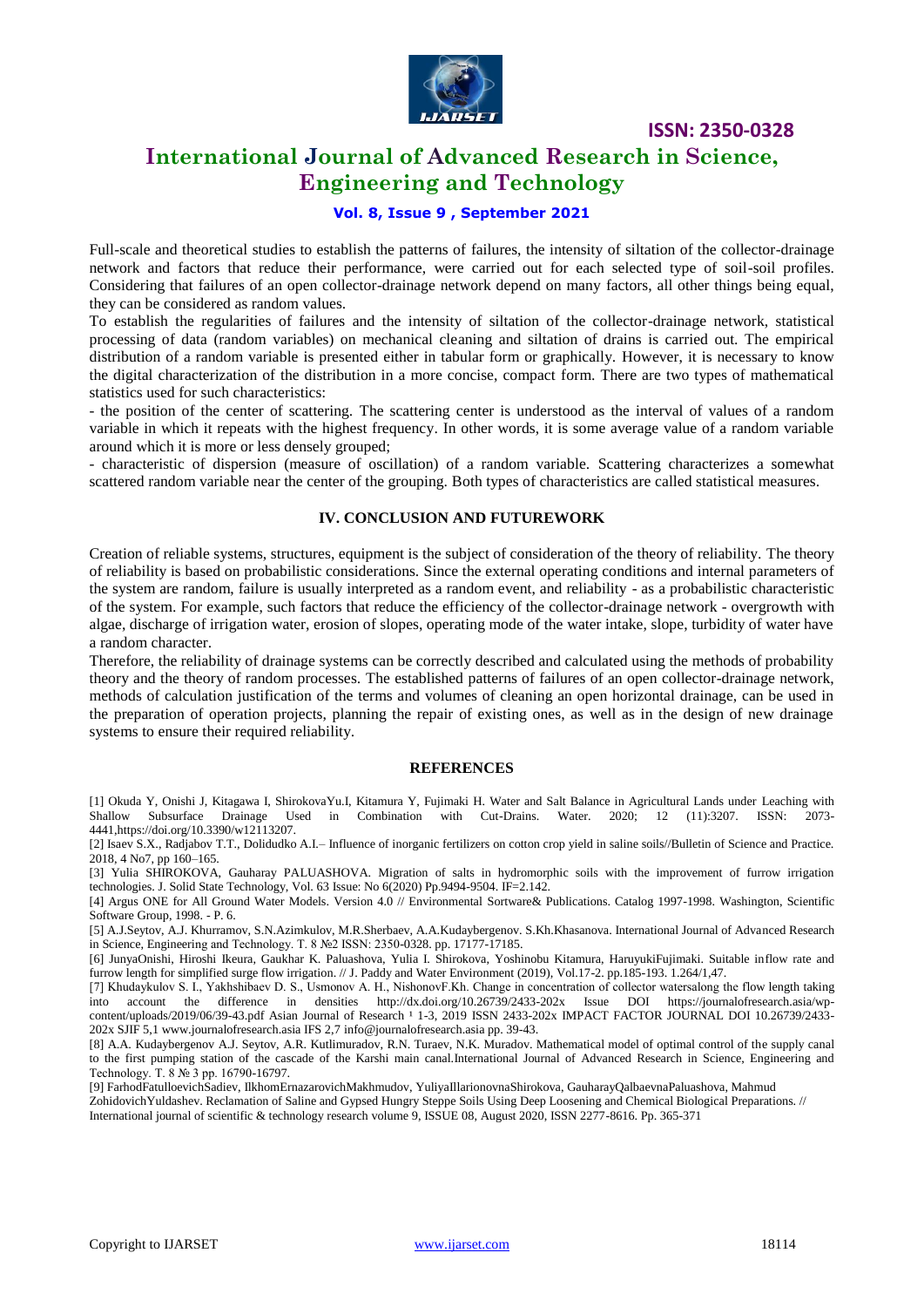Full-scale and theoretical studies to establish the patterns of failures, the intensity of siltation of the collector-drainage network and factors that reduce their performance, were carried out for each selected type of soil-soil profiles. Considering that failures of an open collector-drainage network depend on many factors, all other things being equal, they can be considered as random values.

To establish the regularities of failures and the intensity of siltation of the collector-drainage network, statistical processing of data (random variables) on mechanical cleaning and siltation of drains is carried out. The empirical distribution of a random variable is presented either in tabular form or graphically. However, it is necessary to know the digital characterization of the distribution in a more concise, compact form. There are two types of mathematical statistics used for such characteristics:

- the position of the center of scattering. The scattering center is understood as the interval of values of a random variable in which it repeats with the highest frequency. In other words, it is some average value of a random variable around which it is more or less densely grouped;
- characteristic of dispersion (measure of oscillation) of a random variable. Scattering characterizes a somewhat scattered random variable near the center of the grouping. Both types of characteristics are called statistical measures.

## IV. CONCLUSION AND FUTUREWORK

Creation of reliable systems, structures, equipment is the subject of consideration of the theory of reliability. The theory of reliability is based on probabilistic considerations. Since the external operating conditions and internal parameters of the system are random, failure is usually interpreted as a random event, and reliability - as a probabilistic characteristic of the system. For example, such factors that reduce the efficiency of the collector-drainage network - overgrowth with algae, discharge of irrigation water, erosion of slopes, operating mode of the water intake, slope, turbidity of water have a random character.

Therefore, the reliability of drainage systems can be correctly described and calculated using the methods of probability theory and the theory of random processes. The established patterns of failures of an open collector-drainage network, methods of calculation justification of the terms and volumes of cleaning an open horizontal drainage, can be used in the preparation of operation projects, planning the repair of existing ones, as well as in the design of new drainage systems to ensure their required reliability.

## REFERENCES

[1] Okuda Y, Onishi J, Kitagawa I, ShirokovaYu.I, Kitamura Y, Fujimaki H. Water and Salt Balance in Agricultural Lands under Leaching with Shallow Subsurface Drainage Used in Combination with Cut-Drains. Water. 2020; 12 (11):3207. ISSN: 2073-4441,https://doi.org/10.3390/w12113207.

[2] Isaev S.X., Radjabov T.T., Dolidudko A.I.– Influence of inorganic fertilizers on cotton crop yield in saline soils//Bulletin of Science and Practice. 2018, 4 No7, pp 160–165.

[3] Yulia SHIROKOVA, Gauharay PALUASHOVA. Migration of salts in hydromorphic soils with the improvement of furrow irrigation technologies. J. Solid State Technology, Vol. 63 Issue: No 6(2020) Pp.9494-9504. IF=2.142.

[4] Argus ONE for All Ground Water Models. Version 4.0 // Environmental Sortware& Publications. Catalog 1997-1998. Washington, Scientific Software Group, 1998. - P. 6.

[5] A.J.Seytov, A.J. Khurramov, S.N.Azimkulov, M.R.Sherbaev, A.A.Kudaybergenov. S.Kh.Khasanova. International Journal of Advanced Research in Science, Engineering and Technology. T. 8 №2 ISSN: 2350-0328. pp. 17177-17185.

[6] JunyaOnishi, Hiroshi Ikeura, Gaukhar K. Paluashova, Yulia I. Shirokova, Yoshinobu Kitamura, HaruyukiFujimaki. Suitable inflow rate and furrow length for simplified surge flow irrigation. // J. Paddy and Water Environment (2019), Vol.17-2. pp.185-193. 1.264/1,47.

[7] Khudaykulov S. I., Yakhshibaev D. S., Usmonov A. H., NishonovF.Kh. Change in concentration of collector watersalong the flow length taking into account the difference in densities http://dx.doi.org/10.26739/2433-202x Issue DOI https://journalofresearch.asia/wp-content/uploads/2019/06/39-43.pdf Asian Journal of Research ¹ 1-3, 2019 ISSN 2433-202x IMPACT FACTOR JOURNAL DOI 10.26739/2433-202x SJIF 5,1 www.journalofresearch.asia IFS 2,7 info@journalofresearch.asia pp. 39-43.

[8] A.A. Kudaybergenov A.J. Seytov, A.R. Kutlimuradov, R.N. Turaev, N.K. Muradov. Mathematical model of optimal control of the supply canal to the first pumping station of the cascade of the Karshi main canal.International Journal of Advanced Research in Science, Engineering and Technology. T. 8 № 3 pp. 16790-16797.

[9] FarhodFatulloevichSadiev, IlkhomErnazarovichMakhmudov, YuliyaIllarionovnaShirokova, GauharayQalbaevnaPaluashova, Mahmud ZohidovichYuldashev. Reclamation of Saline and Gypsed Hungry Steppe Soils Using Deep Loosening and Chemical Biological Preparations. // International journal of scientific & technology research volume 9, ISSUE 08, August 2020, ISSN 2277-8616. Pp. 365-371